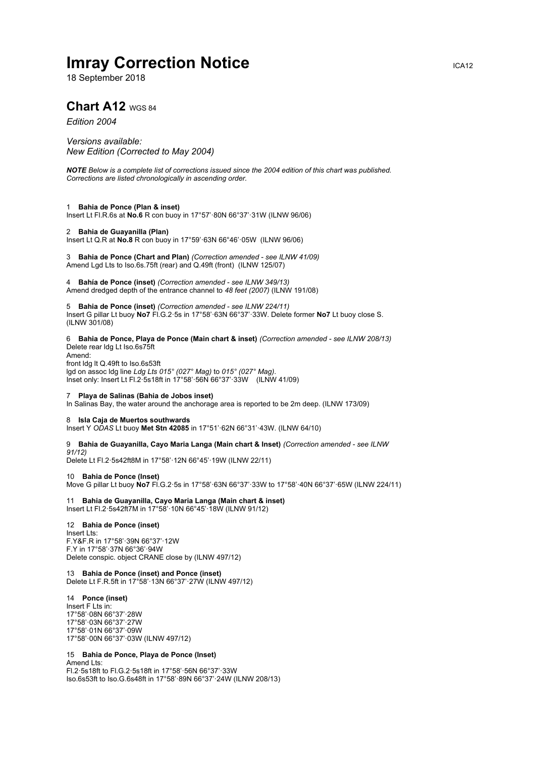# Imray Correction Notice

ICA12

18 September 2018

## Chart A12 WGS 84

*Edition 2004*

*Versions available:*
*New Edition (Corrected to May 2004)*

***NOTE** Below is a complete list of corrections issued since the 2004 edition of this chart was published. Corrections are listed chronologically in ascending order.*

1 **Bahia de Ponce (Plan & inset)**
Insert Lt Fl.R.6s at **No.6** R con buoy in 17°57'·80N 66°37'·31W (ILNW 96/06)

2 **Bahia de Guayanilla (Plan)**
Insert Lt Q.R at **No.8** R con buoy in 17°59'·63N 66°46'·05W (ILNW 96/06)

3 **Bahia de Ponce (Chart and Plan)** *(Correction amended - see ILNW 41/09)*
Amend Lgd Lts to Iso.6s.75ft (rear) and Q.49ft (front) (ILNW 125/07)

4 **Bahía de Ponce (inset)** *(Correction amended - see ILNW 349/13)*
Amend dredged depth of the entrance channel to *48 feet (2007)* (ILNW 191/08)

5 **Bahia de Ponce (inset)** *(Correction amended - see ILNW 224/11)*
Insert G pillar Lt buoy **No7** Fl.G.2·5s in 17°58'·63N 66°37'·33W. Delete former **No7** Lt buoy close S. (ILNW 301/08)

6 **Bahia de Ponce, Playa de Ponce (Main chart & inset)** *(Correction amended - see ILNW 208/13)*
Delete rear ldg Lt Iso.6s75ft
Amend:
front ldg lt Q.49ft to Iso.6s53ft
lgd on assoc ldg line *Ldg Lts 015° (027° Mag)* to *015° (027° Mag)*.
Inset only: Insert Lt Fl.2·5s18ft in 17°58'·56N 66°37'·33W (ILNW 41/09)

7 **Playa de Salinas (Bahia de Jobos inset)**
In Salinas Bay, the water around the anchorage area is reported to be 2m deep. (ILNW 173/09)

8 **Isla Caja de Muertos southwards**
Insert Y *ODAS* Lt buoy **Met Stn 42085** in 17°51'·62N 66°31'·43W. (ILNW 64/10)

9 **Bahia de Guayanilla, Cayo Maria Langa (Main chart & Inset)** *(Correction amended - see ILNW 91/12)*
Delete Lt Fl.2·5s42ft8M in 17°58'·12N 66°45'·19W (ILNW 22/11)

10 **Bahia de Ponce (Inset)**
Move G pillar Lt buoy **No7** Fl.G.2·5s in 17°58'·63N 66°37'·33W to 17°58'·40N 66°37'·65W (ILNW 224/11)

11 **Bahia de Guayanilla, Cayo Maria Langa (Main chart & inset)**
Insert Lt Fl.2·5s42ft7M in 17°58'·10N 66°45'·18W (ILNW 91/12)

12 **Bahia de Ponce (inset)**
Insert Lts:
F.Y&F.R in 17°58'·39N 66°37'·12W
F.Y in 17°58'·37N 66°36'·94W
Delete conspic. object CRANE close by (ILNW 497/12)

13 **Bahia de Ponce (inset) and Ponce (inset)**
Delete Lt F.R.5ft in 17°58'·13N 66°37'·27W (ILNW 497/12)

14 **Ponce (inset)**
Insert F Lts in:
17°58'·08N 66°37'·28W
17°58'·03N 66°37'·27W
17°58'·01N 66°37'·09W
17°58'·00N 66°37'·03W (ILNW 497/12)

15 **Bahia de Ponce, Playa de Ponce (Inset)**
Amend Lts:
Fl.2·5s18ft to Fl.G.2·5s18ft in 17°58'·56N 66°37'·33W
Iso.6s53ft to Iso.G.6s48ft in 17°58'·89N 66°37'·24W (ILNW 208/13)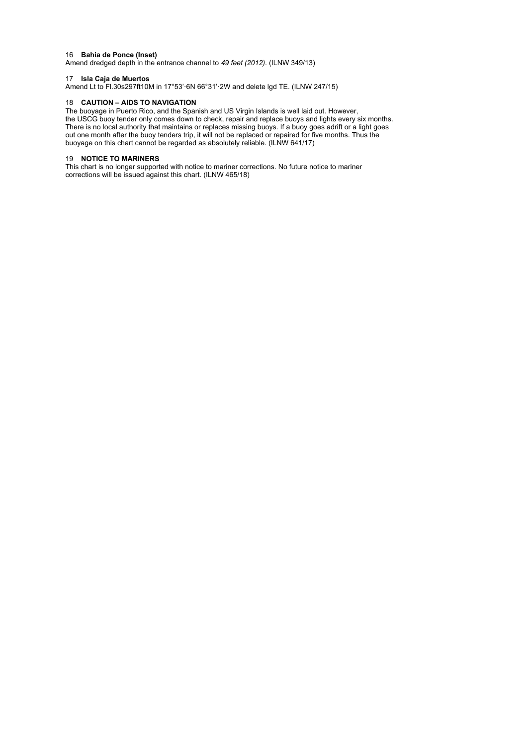16 **Bahia de Ponce (Inset)**
Amend dredged depth in the entrance channel to *49 feet (2012)*. (ILNW 349/13)

17 **Isla Caja de Muertos**
Amend Lt to Fl.30s297ft10M in 17°53'·6N 66°31'·2W and delete lgd TE. (ILNW 247/15)

18 **CAUTION – AIDS TO NAVIGATION**
The buoyage in Puerto Rico, and the Spanish and US Virgin Islands is well laid out. However, the USCG buoy tender only comes down to check, repair and replace buoys and lights every six months. There is no local authority that maintains or replaces missing buoys. If a buoy goes adrift or a light goes out one month after the buoy tenders trip, it will not be replaced or repaired for five months. Thus the buoyage on this chart cannot be regarded as absolutely reliable. (ILNW 641/17)

19 **NOTICE TO MARINERS**
This chart is no longer supported with notice to mariner corrections. No future notice to mariner corrections will be issued against this chart. (ILNW 465/18)